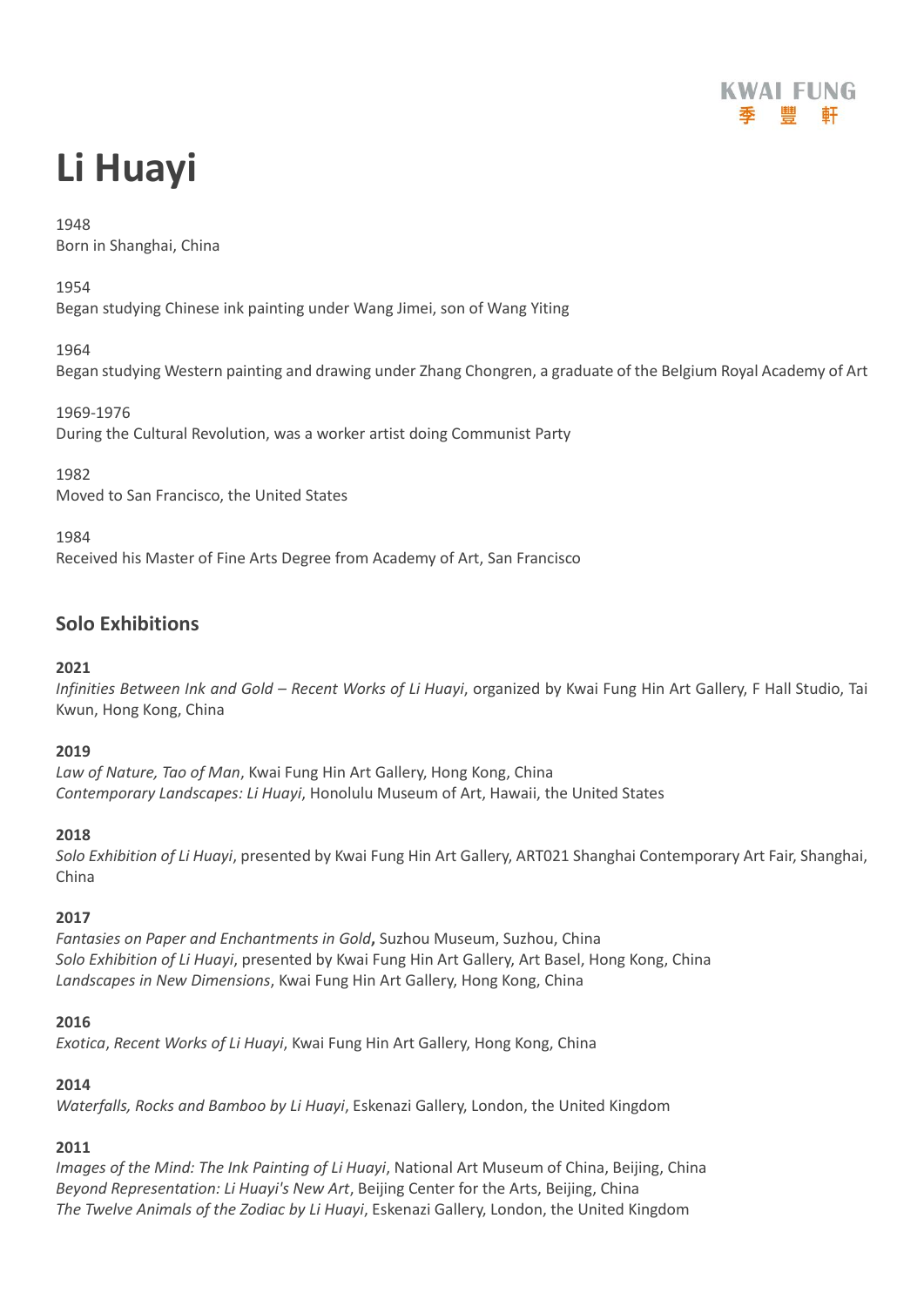# Li Huayi

1948
Born in Shanghai, China

1954
Began studying Chinese ink painting under Wang Jimei, son of Wang Yiting

1964
Began studying Western painting and drawing under Zhang Chongren, a graduate of the Belgium Royal Academy of Art

1969-1976
During the Cultural Revolution, was a worker artist doing Communist Party

1982
Moved to San Francisco, the United States

1984
Received his Master of Fine Arts Degree from Academy of Art, San Francisco

## Solo Exhibitions

**2021**
*Infinities Between Ink and Gold – Recent Works of Li Huayi*, organized by Kwai Fung Hin Art Gallery, F Hall Studio, Tai Kwun, Hong Kong, China

**2019**
*Law of Nature, Tao of Man*, Kwai Fung Hin Art Gallery, Hong Kong, China
*Contemporary Landscapes: Li Huayi*, Honolulu Museum of Art, Hawaii, the United States

**2018**
*Solo Exhibition of Li Huayi*, presented by Kwai Fung Hin Art Gallery, ART021 Shanghai Contemporary Art Fair, Shanghai, China

**2017**
*Fantasies on Paper and Enchantments in Gold***,** Suzhou Museum, Suzhou, China
*Solo Exhibition of Li Huayi*, presented by Kwai Fung Hin Art Gallery, Art Basel, Hong Kong, China
*Landscapes in New Dimensions*, Kwai Fung Hin Art Gallery, Hong Kong, China

**2016**
*Exotica*, *Recent Works of Li Huayi*, Kwai Fung Hin Art Gallery, Hong Kong, China

**2014**
*Waterfalls, Rocks and Bamboo by Li Huayi*, Eskenazi Gallery, London, the United Kingdom

**2011**
*Images of the Mind: The Ink Painting of Li Huayi*, National Art Museum of China, Beijing, China
*Beyond Representation: Li Huayi's New Art*, Beijing Center for the Arts, Beijing, China
*The Twelve Animals of the Zodiac by Li Huayi*, Eskenazi Gallery, London, the United Kingdom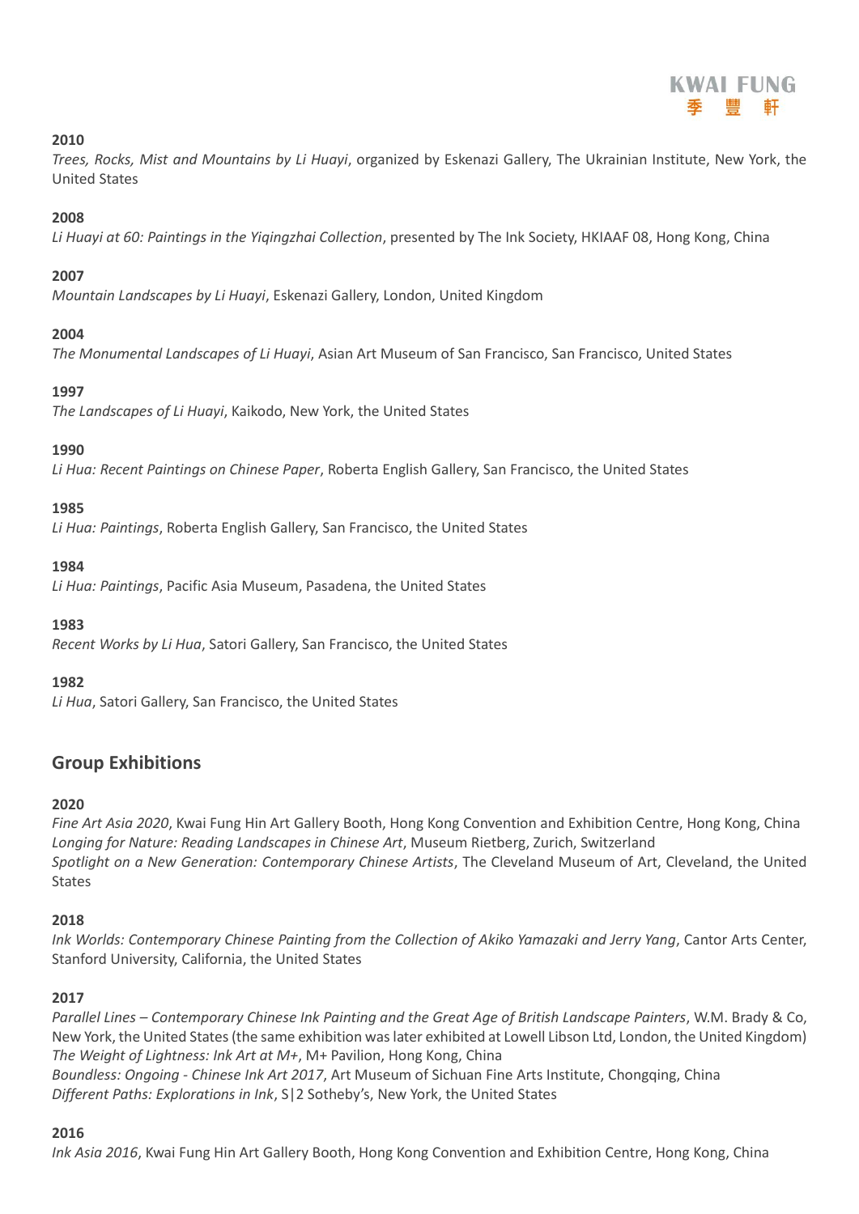**2010**
*Trees, Rocks, Mist and Mountains by Li Huayi*, organized by Eskenazi Gallery, The Ukrainian Institute, New York, the United States

**2008**
*Li Huayi at 60: Paintings in the Yiqingzhai Collection*, presented by The Ink Society, HKIAAF 08, Hong Kong, China

**2007**
*Mountain Landscapes by Li Huayi*, Eskenazi Gallery, London, United Kingdom

**2004**
*The Monumental Landscapes of Li Huayi*, Asian Art Museum of San Francisco, San Francisco, United States

**1997**
*The Landscapes of Li Huayi*, Kaikodo, New York, the United States

**1990**
*Li Hua: Recent Paintings on Chinese Paper*, Roberta English Gallery, San Francisco, the United States

**1985**
*Li Hua: Paintings*, Roberta English Gallery, San Francisco, the United States

**1984**
*Li Hua: Paintings*, Pacific Asia Museum, Pasadena, the United States

**1983**
*Recent Works by Li Hua*, Satori Gallery, San Francisco, the United States

**1982**
*Li Hua*, Satori Gallery, San Francisco, the United States

## Group Exhibitions

**2020**
*Fine Art Asia 2020*, Kwai Fung Hin Art Gallery Booth, Hong Kong Convention and Exhibition Centre, Hong Kong, China
*Longing for Nature: Reading Landscapes in Chinese Art*, Museum Rietberg, Zurich, Switzerland
*Spotlight on a New Generation: Contemporary Chinese Artists*, The Cleveland Museum of Art, Cleveland, the United States

**2018**
*Ink Worlds: Contemporary Chinese Painting from the Collection of Akiko Yamazaki and Jerry Yang*, Cantor Arts Center, Stanford University, California, the United States

**2017**
*Parallel Lines – Contemporary Chinese Ink Painting and the Great Age of British Landscape Painters*, W.M. Brady & Co, New York, the United States (the same exhibition was later exhibited at Lowell Libson Ltd, London, the United Kingdom)
*The Weight of Lightness: Ink Art at M+*, M+ Pavilion, Hong Kong, China
*Boundless: Ongoing - Chinese Ink Art 2017*, Art Museum of Sichuan Fine Arts Institute, Chongqing, China
*Different Paths: Explorations in Ink*, S|2 Sotheby's, New York, the United States

**2016**
*Ink Asia 2016*, Kwai Fung Hin Art Gallery Booth, Hong Kong Convention and Exhibition Centre, Hong Kong, China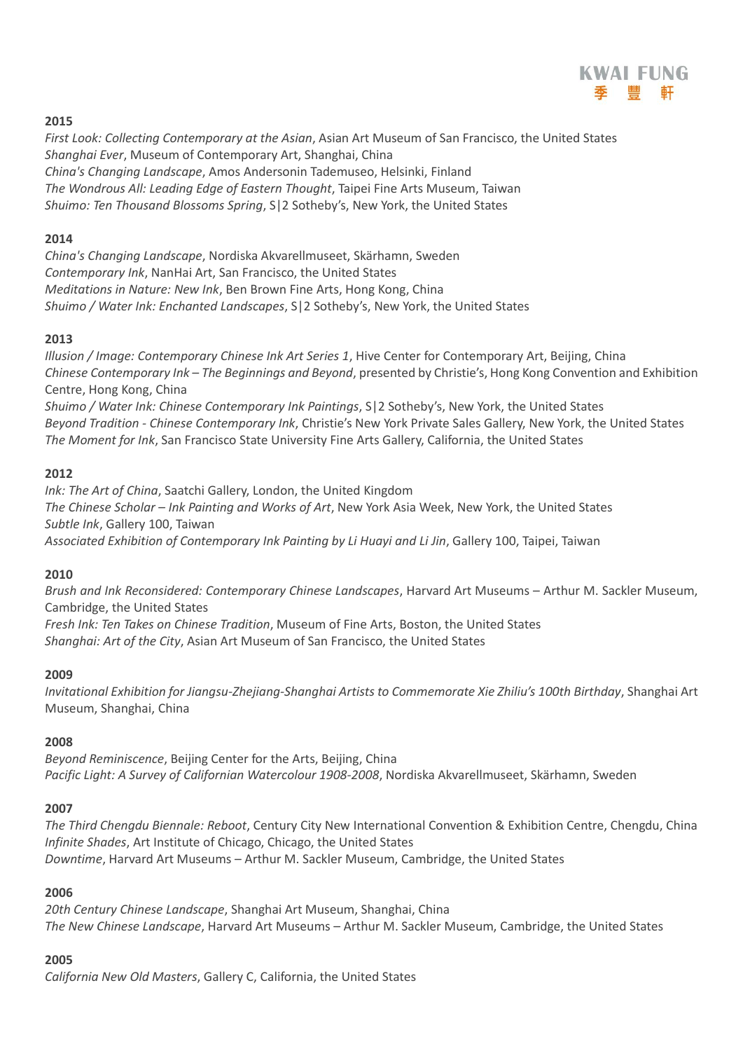**2015**

*First Look: Collecting Contemporary at the Asian*, Asian Art Museum of San Francisco, the United States
*Shanghai Ever*, Museum of Contemporary Art, Shanghai, China
*China's Changing Landscape*, Amos Andersonin Tademuseo, Helsinki, Finland
*The Wondrous All: Leading Edge of Eastern Thought*, Taipei Fine Arts Museum, Taiwan
*Shuimo: Ten Thousand Blossoms Spring*, S|2 Sotheby's, New York, the United States

**2014**

*China's Changing Landscape*, Nordiska Akvarellmuseet, Skärhamn, Sweden
*Contemporary Ink*, NanHai Art, San Francisco, the United States
*Meditations in Nature: New Ink*, Ben Brown Fine Arts, Hong Kong, China
*Shuimo / Water Ink: Enchanted Landscapes*, S|2 Sotheby's, New York, the United States

**2013**

*Illusion / Image: Contemporary Chinese Ink Art Series 1*, Hive Center for Contemporary Art, Beijing, China
*Chinese Contemporary Ink – The Beginnings and Beyond*, presented by Christie's, Hong Kong Convention and Exhibition Centre, Hong Kong, China
*Shuimo / Water Ink: Chinese Contemporary Ink Paintings*, S|2 Sotheby's, New York, the United States
*Beyond Tradition - Chinese Contemporary Ink*, Christie's New York Private Sales Gallery, New York, the United States
*The Moment for Ink*, San Francisco State University Fine Arts Gallery, California, the United States

**2012**

*Ink: The Art of China*, Saatchi Gallery, London, the United Kingdom
*The Chinese Scholar – Ink Painting and Works of Art*, New York Asia Week, New York, the United States
*Subtle Ink*, Gallery 100, Taiwan
*Associated Exhibition of Contemporary Ink Painting by Li Huayi and Li Jin*, Gallery 100, Taipei, Taiwan

**2010**

*Brush and Ink Reconsidered: Contemporary Chinese Landscapes*, Harvard Art Museums – Arthur M. Sackler Museum, Cambridge, the United States
*Fresh Ink: Ten Takes on Chinese Tradition*, Museum of Fine Arts, Boston, the United States
*Shanghai: Art of the City*, Asian Art Museum of San Francisco, the United States

**2009**

*Invitational Exhibition for Jiangsu-Zhejiang-Shanghai Artists to Commemorate Xie Zhiliu's 100th Birthday*, Shanghai Art Museum, Shanghai, China

**2008**

*Beyond Reminiscence*, Beijing Center for the Arts, Beijing, China
*Pacific Light: A Survey of Californian Watercolour 1908-2008*, Nordiska Akvarellmuseet, Skärhamn, Sweden

**2007**

*The Third Chengdu Biennale: Reboot*, Century City New International Convention & Exhibition Centre, Chengdu, China
*Infinite Shades*, Art Institute of Chicago, Chicago, the United States
*Downtime*, Harvard Art Museums – Arthur M. Sackler Museum, Cambridge, the United States

**2006**

*20th Century Chinese Landscape*, Shanghai Art Museum, Shanghai, China
*The New Chinese Landscape*, Harvard Art Museums – Arthur M. Sackler Museum, Cambridge, the United States

**2005**

*California New Old Masters*, Gallery C, California, the United States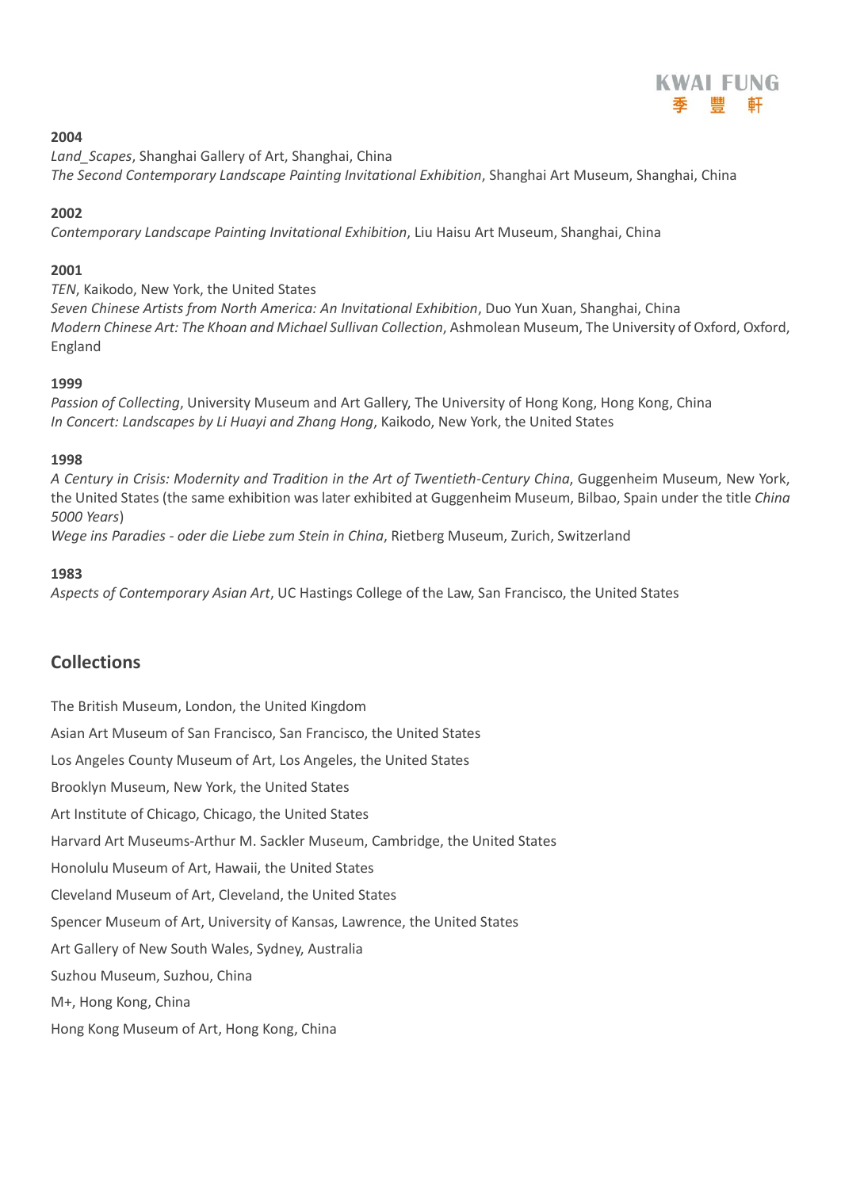**2004**

*Land_Scapes*, Shanghai Gallery of Art, Shanghai, China
*The Second Contemporary Landscape Painting Invitational Exhibition*, Shanghai Art Museum, Shanghai, China

**2002**

*Contemporary Landscape Painting Invitational Exhibition*, Liu Haisu Art Museum, Shanghai, China

**2001**

*TEN*, Kaikodo, New York, the United States
*Seven Chinese Artists from North America: An Invitational Exhibition*, Duo Yun Xuan, Shanghai, China
*Modern Chinese Art: The Khoan and Michael Sullivan Collection*, Ashmolean Museum, The University of Oxford, Oxford, England

**1999**

*Passion of Collecting*, University Museum and Art Gallery, The University of Hong Kong, Hong Kong, China
*In Concert: Landscapes by Li Huayi and Zhang Hong*, Kaikodo, New York, the United States

**1998**

*A Century in Crisis: Modernity and Tradition in the Art of Twentieth-Century China*, Guggenheim Museum, New York, the United States (the same exhibition was later exhibited at Guggenheim Museum, Bilbao, Spain under the title *China 5000 Years*)
*Wege ins Paradies - oder die Liebe zum Stein in China*, Rietberg Museum, Zurich, Switzerland

**1983**

*Aspects of Contemporary Asian Art*, UC Hastings College of the Law, San Francisco, the United States

## Collections

The British Museum, London, the United Kingdom

Asian Art Museum of San Francisco, San Francisco, the United States

Los Angeles County Museum of Art, Los Angeles, the United States

Brooklyn Museum, New York, the United States

Art Institute of Chicago, Chicago, the United States

Harvard Art Museums-Arthur M. Sackler Museum, Cambridge, the United States

Honolulu Museum of Art, Hawaii, the United States

Cleveland Museum of Art, Cleveland, the United States

Spencer Museum of Art, University of Kansas, Lawrence, the United States

Art Gallery of New South Wales, Sydney, Australia

Suzhou Museum, Suzhou, China

M+, Hong Kong, China

Hong Kong Museum of Art, Hong Kong, China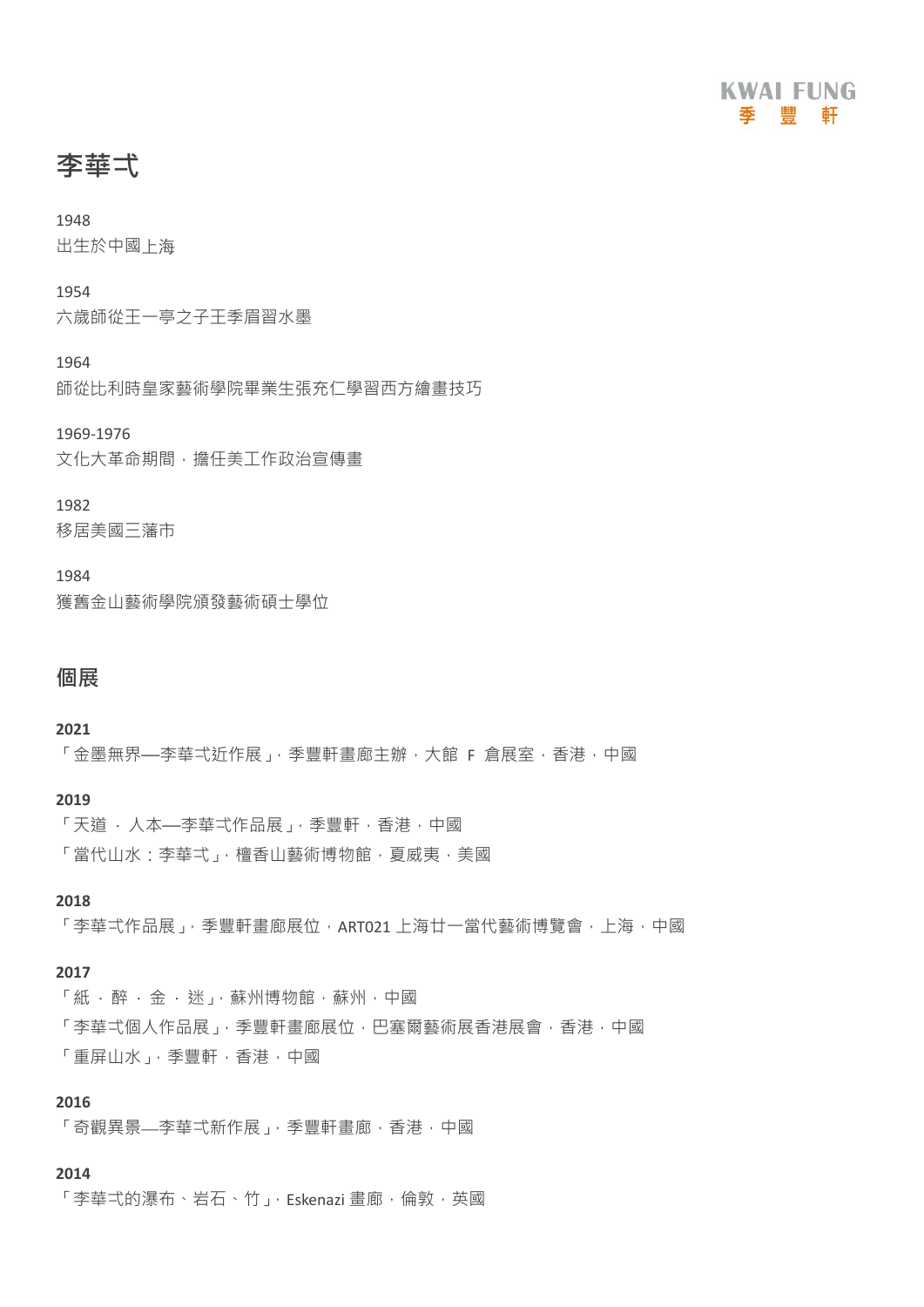# 李華弌

1948
出生於中國上海

1954
六歲師從王一亭之子王季眉習水墨

1964
師從比利時皇家藝術學院畢業生張充仁學習西方繪畫技巧

1969-1976
文化大革命期間，擔任美工作政治宣傳畫

1982
移居美國三藩市

1984
獲舊金山藝術學院頒發藝術碩士學位

## 個展

**2021**
「金墨無界—李華弌近作展」，季豐軒畫廊主辦，大館 F 倉展室，香港，中國

**2019**
「天道 ‧ 人本—李華弌作品展」，季豐軒，香港，中國
「當代山水：李華弌」，檀香山藝術博物館，夏威夷，美國

**2018**
「李華弌作品展」，季豐軒畫廊展位，ART021 上海廿一當代藝術博覽會，上海，中國

**2017**
「紙 ‧ 醉 ‧ 金 ‧ 迷」，蘇州博物館，蘇州，中國
「李華弌個人作品展」，季豐軒畫廊展位，巴塞爾藝術展香港展會，香港，中國
「重屏山水」，季豐軒，香港，中國

**2016**
「奇觀異景—李華弌新作展」，季豐軒畫廊，香港，中國

**2014**
「李華弌的瀑布、岩石、竹」，Eskenazi 畫廊，倫敦，英國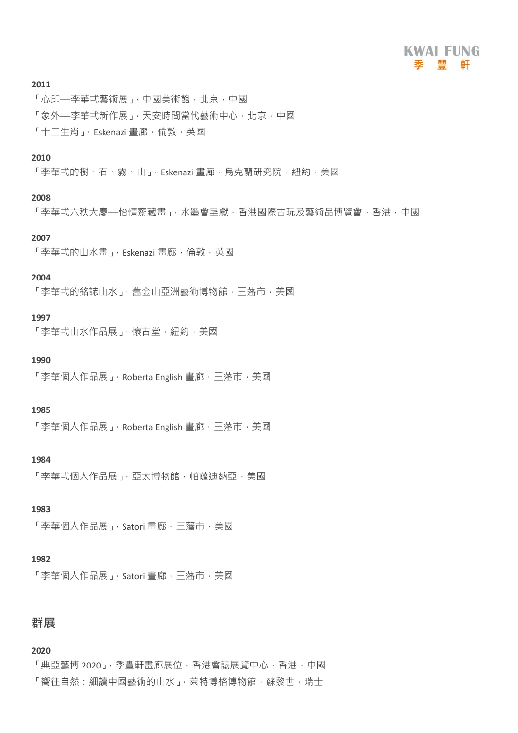**2011**

「心印—李華弌藝術展」, 中國美術館，北京，中國

「象外—李華弌新作展」, 天安時間當代藝術中心，北京，中國

「十二生肖」, Eskenazi 畫廊，倫敦，英國

**2010**

「李華弌的樹、石、霧、山」, Eskenazi 畫廊，烏克蘭研究院，紐約，美國

**2008**

「李華弌六秩大慶—怡情齋藏畫」, 水墨會呈獻，香港國際古玩及藝術品博覽會，香港，中國

**2007**

「李華弌的山水畫」, Eskenazi 畫廊，倫敦，英國

**2004**

「李華弌的銘誌山水」, 舊金山亞洲藝術博物館，三藩市，美國

**1997**

「李華弌山水作品展」, 懷古堂，紐約，美國

**1990**

「李華個人作品展」, Roberta English 畫廊，三藩市，美國

**1985**

「李華個人作品展」, Roberta English 畫廊，三藩市，美國

**1984**

「李華弌個人作品展」, 亞太博物館，帕薩迪納亞，美國

**1983**

「李華個人作品展」, Satori 畫廊，三藩市，美國

**1982**

「李華個人作品展」, Satori 畫廊，三藩市，美國

## 群展

**2020**

「典亞藝博 2020」, 季豐軒畫廊展位，香港會議展覽中心，香港，中國

「嚮往自然：細讀中國藝術的山水」, 萊特博格博物館，蘇黎世，瑞士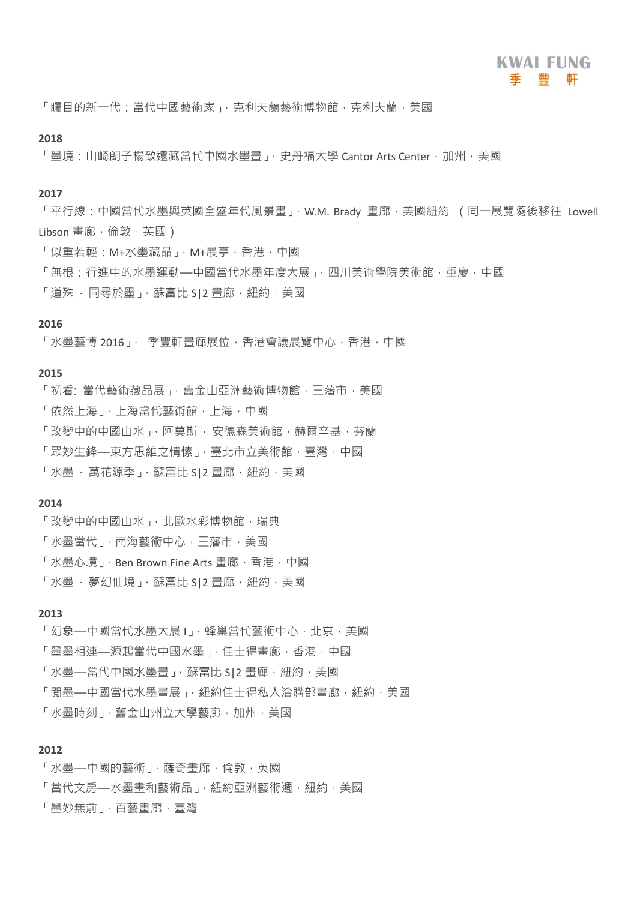「矚目的新一代：當代中國藝術家」，克利夫蘭藝術博物館，克利夫蘭，美國

**2018**

「墨境：山崎朗子楊致遠藏當代中國水墨畫」，史丹福大學 Cantor Arts Center，加州，美國

**2017**

「平行線：中國當代水墨與英國全盛年代風景畫」，W.M. Brady 畫廊，美國紐約 （同一展覽隨後移往 Lowell Libson 畫廊，倫敦，英國）

「似重若輕：M+水墨藏品」，M+展亭，香港，中國

「無根：行進中的水墨運動—中國當代水墨年度大展」，四川美術學院美術館，重慶，中國

「道殊 ・ 同尋於墨」，蘇富比 S|2 畫廊，紐約，美國

**2016**

「水墨藝博 2016」， 季豐軒畫廊展位，香港會議展覽中心，香港，中國

**2015**

「初看: 當代藝術藏品展」，舊金山亞洲藝術博物館，三藩市，美國

「依然上海」，上海當代藝術館，上海，中國

「改變中的中國山水」，阿莫斯 ・ 安德森美術館，赫爾辛基，芬蘭

「眾妙生鋒—東方思維之情愫」，臺北市立美術館，臺灣，中國

「水墨 ・ 萬花源季」，蘇富比 S|2 畫廊，紐約，美國

**2014**

「改變中的中國山水」，北歐水彩博物館，瑞典

「水墨當代」，南海藝術中心，三藩市，美國

「水墨心境」，Ben Brown Fine Arts 畫廊，香港，中國

「水墨 ・ 夢幻仙境」，蘇富比 S|2 畫廊，紐約，美國

**2013**

「幻象—中國當代水墨大展 I」，蜂巢當代藝術中心，北京，美國

「墨墨相連—源起當代中國水墨」，佳士得畫廊，香港，中國

「水墨—當代中國水墨畫」，蘇富比 S|2 畫廊，紐約，美國

「閱墨—中國當代水墨畫展」，紐約佳士得私人洽購部畫廊，紐約，美國

「水墨時刻」，舊金山州立大學藝廊，加州，美國

**2012**

「水墨—中國的藝術」，薩奇畫廊，倫敦，英國

「當代文房—水墨畫和藝術品」，紐約亞洲藝術週，紐約，美國

「墨妙無前」，百藝畫廊，臺灣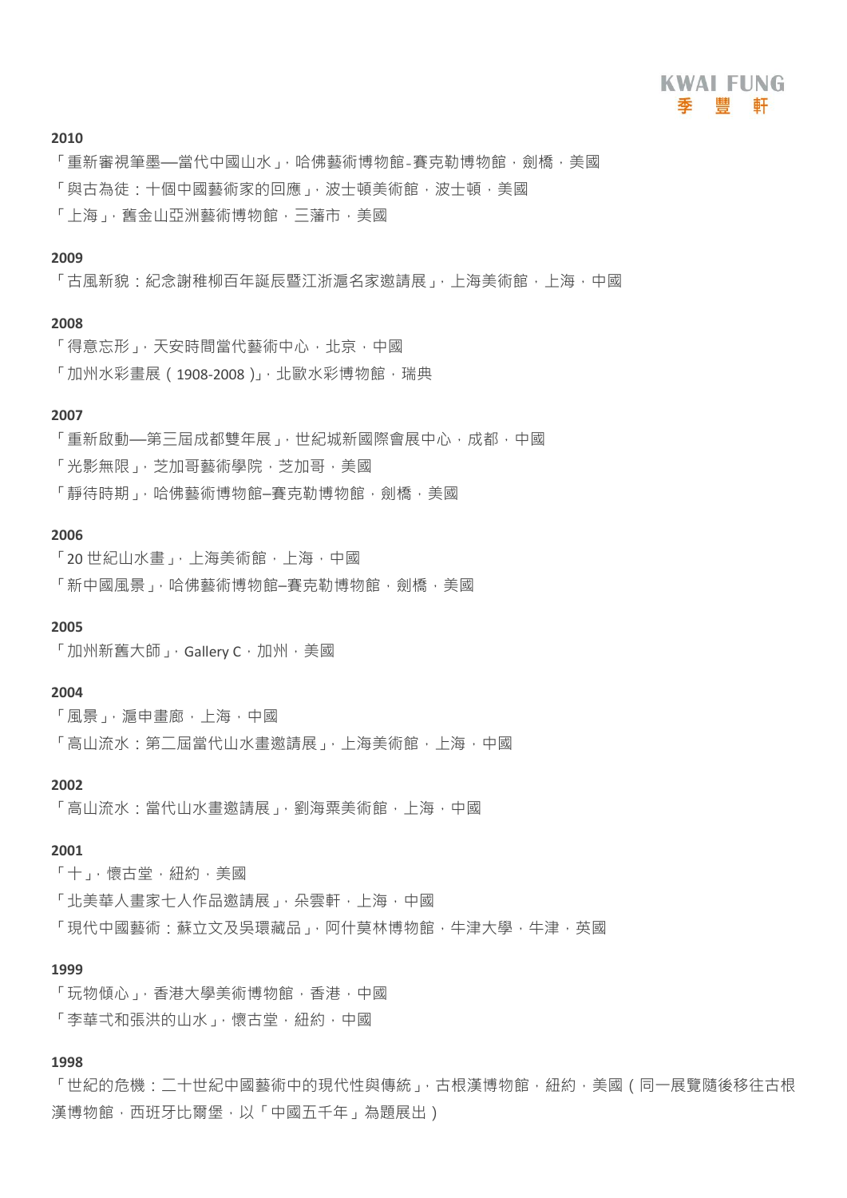**2010**

「重新審視筆墨—當代中國山水」，哈佛藝術博物館-賽克勒博物館，劍橋，美國

「與古為徒：十個中國藝術家的回應」，波士頓美術館，波士頓，美國

「上海」，舊金山亞洲藝術博物館，三藩市，美國

**2009**

「古風新貌：紀念謝稚柳百年誕辰暨江浙滬名家邀請展」，上海美術館，上海，中國

**2008**

「得意忘形」，天安時間當代藝術中心，北京，中國

「加州水彩畫展 ( 1908-2008 )」，北歐水彩博物館，瑞典

**2007**

「重新啟動—第三屆成都雙年展」，世紀城新國際會展中心，成都，中國

「光影無限」，芝加哥藝術學院，芝加哥，美國

「靜待時期」，哈佛藝術博物館–賽克勒博物館，劍橋，美國

**2006**

「20 世紀山水畫」，上海美術館，上海，中國

「新中國風景」，哈佛藝術博物館–賽克勒博物館，劍橋，美國

**2005**

「加州新舊大師」，Gallery C，加州，美國

**2004**

「風景」，滬申畫廊，上海，中國

「高山流水：第二屆當代山水畫邀請展」，上海美術館，上海，中國

**2002**

「高山流水：當代山水畫邀請展」，劉海粟美術館，上海，中國

**2001**

「十」，懷古堂，紐約，美國

「北美華人畫家七人作品邀請展」，朵雲軒，上海，中國

「現代中國藝術：蘇立文及吳環藏品」，阿什莫林博物館，牛津大學，牛津，英國

**1999**

「玩物傾心」，香港大學美術博物館，香港，中國

「李華弌和張洪的山水」，懷古堂，紐約，中國

**1998**

「世紀的危機：二十世紀中國藝術中的現代性與傳統」，古根漢博物館，紐約，美國 ( 同一展覽隨後移往古根漢博物館，西班牙比爾堡，以「中國五千年」為題展出 )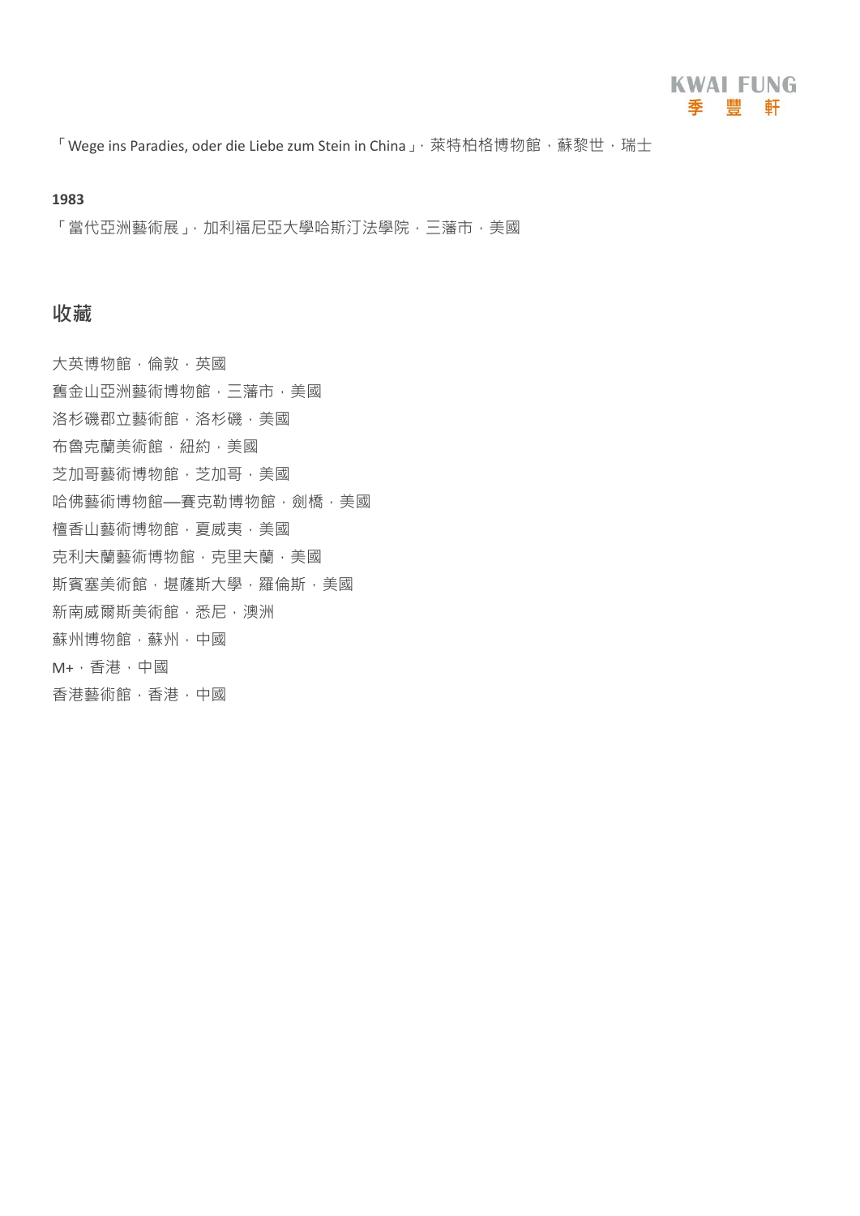「Wege ins Paradies, oder die Liebe zum Stein in China」，萊特柏格博物館，蘇黎世，瑞士

**1983**

「當代亞洲藝術展」，加利福尼亞大學哈斯汀法學院，三藩市，美國

## 收藏

大英博物館，倫敦，英國

舊金山亞洲藝術博物館，三藩市，美國

洛杉磯郡立藝術館，洛杉磯，美國

布魯克蘭美術館，紐約，美國

芝加哥藝術博物館，芝加哥，美國

哈佛藝術博物館—賽克勒博物館，劍橋，美國

檀香山藝術博物館，夏威夷，美國

克利夫蘭藝術博物館，克里夫蘭，美國

斯賓塞美術館，堪薩斯大學，羅倫斯，美國

新南威爾斯美術館，悉尼，澳洲

蘇州博物館，蘇州，中國

M+，香港，中國

香港藝術館，香港，中國